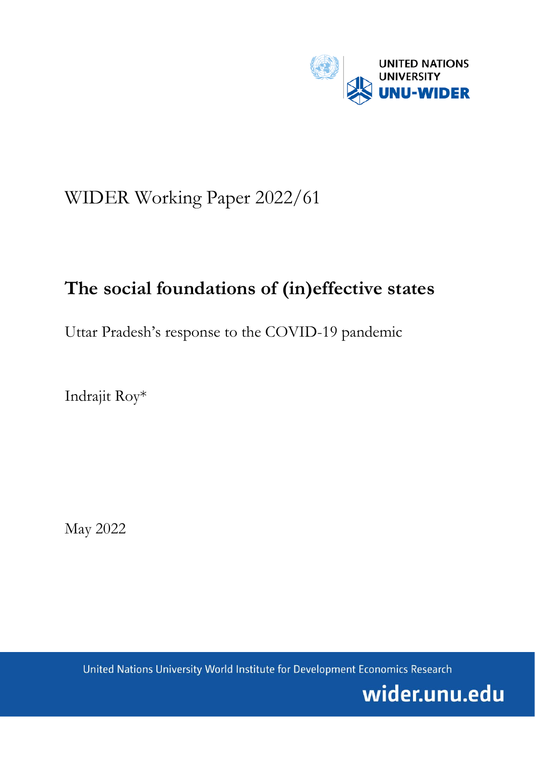UNITED NATIONS UNIVERSITY

UNU-WIDER

WIDER Working Paper 2022/61

# The social foundations of (in)effective states

Uttar Pradesh's response to the COVID-19 pandemic

Indrajit Roy*

May 2022

United Nations University World Institute for Development Economics Research

wider.unu.edu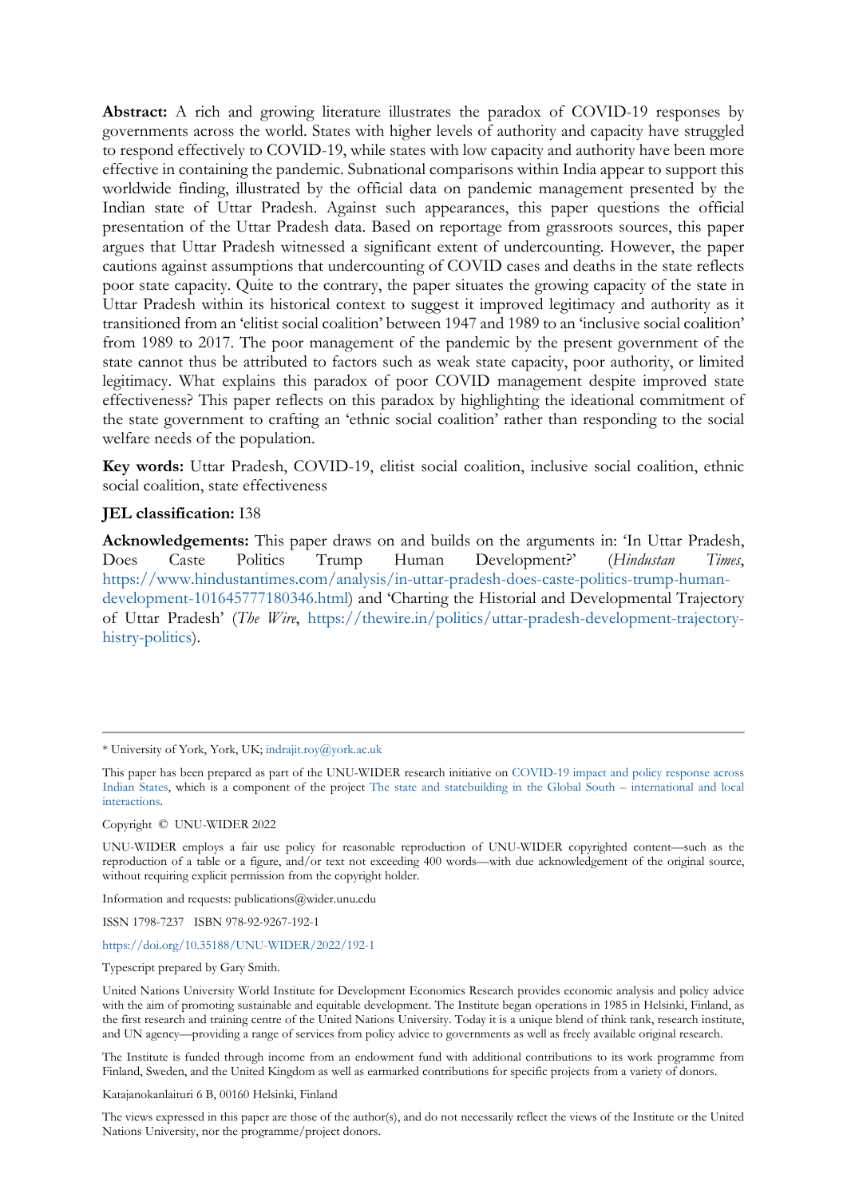**Abstract:** A rich and growing literature illustrates the paradox of COVID-19 responses by governments across the world. States with higher levels of authority and capacity have struggled to respond effectively to COVID-19, while states with low capacity and authority have been more effective in containing the pandemic. Subnational comparisons within India appear to support this worldwide finding, illustrated by the official data on pandemic management presented by the Indian state of Uttar Pradesh. Against such appearances, this paper questions the official presentation of the Uttar Pradesh data. Based on reportage from grassroots sources, this paper argues that Uttar Pradesh witnessed a significant extent of undercounting. However, the paper cautions against assumptions that undercounting of COVID cases and deaths in the state reflects poor state capacity. Quite to the contrary, the paper situates the growing capacity of the state in Uttar Pradesh within its historical context to suggest it improved legitimacy and authority as it transitioned from an 'elitist social coalition' between 1947 and 1989 to an 'inclusive social coalition' from 1989 to 2017. The poor management of the pandemic by the present government of the state cannot thus be attributed to factors such as weak state capacity, poor authority, or limited legitimacy. What explains this paradox of poor COVID management despite improved state effectiveness? This paper reflects on this paradox by highlighting the ideational commitment of the state government to crafting an 'ethnic social coalition' rather than responding to the social welfare needs of the population.

**Key words:** Uttar Pradesh, COVID-19, elitist social coalition, inclusive social coalition, ethnic social coalition, state effectiveness

**JEL classification:** I38

**Acknowledgements:** This paper draws on and builds on the arguments in: 'In Uttar Pradesh, Does Caste Politics Trump Human Development?' (*Hindustan Times*, https://www.hindustantimes.com/analysis/in-uttar-pradesh-does-caste-politics-trump-human-development-101645777180346.html) and 'Charting the Historial and Developmental Trajectory of Uttar Pradesh' (*The Wire*, https://thewire.in/politics/uttar-pradesh-development-trajectory-histry-politics).

---

\* University of York, York, UK; indrajit.roy@york.ac.uk

This paper has been prepared as part of the UNU-WIDER research initiative on COVID-19 impact and policy response across Indian States, which is a component of the project The state and statebuilding in the Global South – international and local interactions.

Copyright © UNU-WIDER 2022

UNU-WIDER employs a fair use policy for reasonable reproduction of UNU-WIDER copyrighted content—such as the reproduction of a table or a figure, and/or text not exceeding 400 words—with due acknowledgement of the original source, without requiring explicit permission from the copyright holder.

Information and requests: publications@wider.unu.edu

ISSN 1798-7237 ISBN 978-92-9267-192-1

https://doi.org/10.35188/UNU-WIDER/2022/192-1

Typescript prepared by Gary Smith.

United Nations University World Institute for Development Economics Research provides economic analysis and policy advice with the aim of promoting sustainable and equitable development. The Institute began operations in 1985 in Helsinki, Finland, as the first research and training centre of the United Nations University. Today it is a unique blend of think tank, research institute, and UN agency—providing a range of services from policy advice to governments as well as freely available original research.

The Institute is funded through income from an endowment fund with additional contributions to its work programme from Finland, Sweden, and the United Kingdom as well as earmarked contributions for specific projects from a variety of donors.

Katajanokanlaituri 6 B, 00160 Helsinki, Finland

The views expressed in this paper are those of the author(s), and do not necessarily reflect the views of the Institute or the United Nations University, nor the programme/project donors.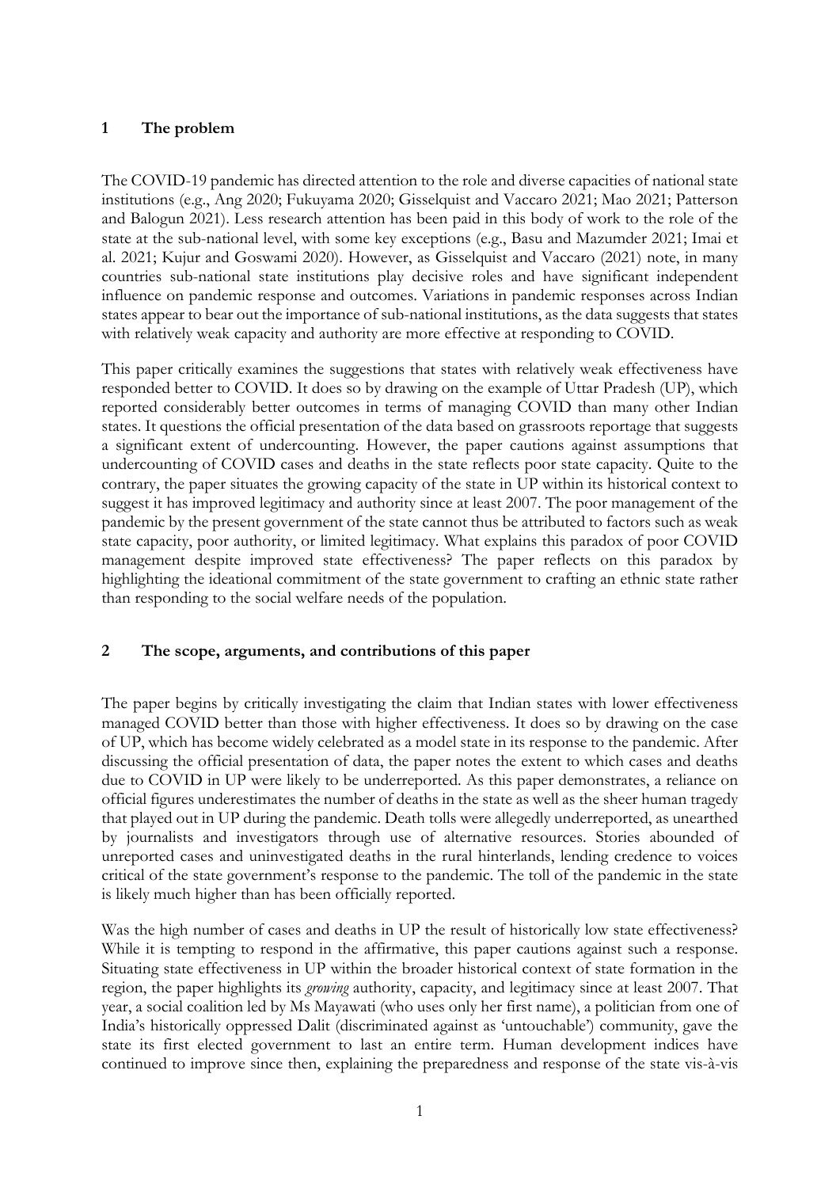## 1 The problem

The COVID-19 pandemic has directed attention to the role and diverse capacities of national state institutions (e.g., Ang 2020; Fukuyama 2020; Gisselquist and Vaccaro 2021; Mao 2021; Patterson and Balogun 2021). Less research attention has been paid in this body of work to the role of the state at the sub-national level, with some key exceptions (e.g., Basu and Mazumder 2021; Imai et al. 2021; Kujur and Goswami 2020). However, as Gisselquist and Vaccaro (2021) note, in many countries sub-national state institutions play decisive roles and have significant independent influence on pandemic response and outcomes. Variations in pandemic responses across Indian states appear to bear out the importance of sub-national institutions, as the data suggests that states with relatively weak capacity and authority are more effective at responding to COVID.

This paper critically examines the suggestions that states with relatively weak effectiveness have responded better to COVID. It does so by drawing on the example of Uttar Pradesh (UP), which reported considerably better outcomes in terms of managing COVID than many other Indian states. It questions the official presentation of the data based on grassroots reportage that suggests a significant extent of undercounting. However, the paper cautions against assumptions that undercounting of COVID cases and deaths in the state reflects poor state capacity. Quite to the contrary, the paper situates the growing capacity of the state in UP within its historical context to suggest it has improved legitimacy and authority since at least 2007. The poor management of the pandemic by the present government of the state cannot thus be attributed to factors such as weak state capacity, poor authority, or limited legitimacy. What explains this paradox of poor COVID management despite improved state effectiveness? The paper reflects on this paradox by highlighting the ideational commitment of the state government to crafting an ethnic state rather than responding to the social welfare needs of the population.

## 2 The scope, arguments, and contributions of this paper

The paper begins by critically investigating the claim that Indian states with lower effectiveness managed COVID better than those with higher effectiveness. It does so by drawing on the case of UP, which has become widely celebrated as a model state in its response to the pandemic. After discussing the official presentation of data, the paper notes the extent to which cases and deaths due to COVID in UP were likely to be underreported. As this paper demonstrates, a reliance on official figures underestimates the number of deaths in the state as well as the sheer human tragedy that played out in UP during the pandemic. Death tolls were allegedly underreported, as unearthed by journalists and investigators through use of alternative resources. Stories abounded of unreported cases and uninvestigated deaths in the rural hinterlands, lending credence to voices critical of the state government's response to the pandemic. The toll of the pandemic in the state is likely much higher than has been officially reported.

Was the high number of cases and deaths in UP the result of historically low state effectiveness? While it is tempting to respond in the affirmative, this paper cautions against such a response. Situating state effectiveness in UP within the broader historical context of state formation in the region, the paper highlights its *growing* authority, capacity, and legitimacy since at least 2007. That year, a social coalition led by Ms Mayawati (who uses only her first name), a politician from one of India's historically oppressed Dalit (discriminated against as 'untouchable') community, gave the state its first elected government to last an entire term. Human development indices have continued to improve since then, explaining the preparedness and response of the state vis-à-vis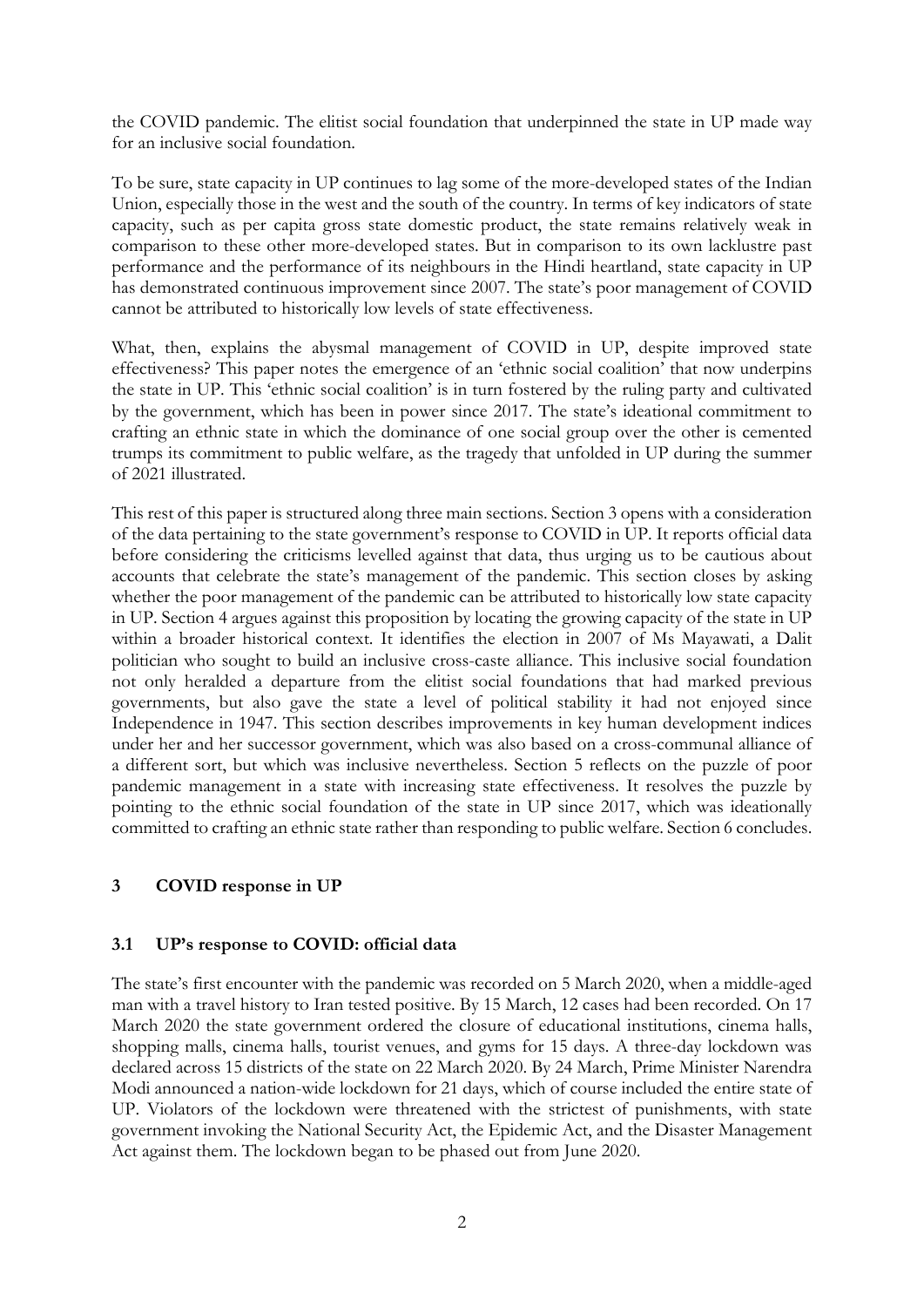the COVID pandemic. The elitist social foundation that underpinned the state in UP made way for an inclusive social foundation.

To be sure, state capacity in UP continues to lag some of the more-developed states of the Indian Union, especially those in the west and the south of the country. In terms of key indicators of state capacity, such as per capita gross state domestic product, the state remains relatively weak in comparison to these other more-developed states. But in comparison to its own lacklustre past performance and the performance of its neighbours in the Hindi heartland, state capacity in UP has demonstrated continuous improvement since 2007. The state's poor management of COVID cannot be attributed to historically low levels of state effectiveness.

What, then, explains the abysmal management of COVID in UP, despite improved state effectiveness? This paper notes the emergence of an 'ethnic social coalition' that now underpins the state in UP. This 'ethnic social coalition' is in turn fostered by the ruling party and cultivated by the government, which has been in power since 2017. The state's ideational commitment to crafting an ethnic state in which the dominance of one social group over the other is cemented trumps its commitment to public welfare, as the tragedy that unfolded in UP during the summer of 2021 illustrated.

This rest of this paper is structured along three main sections. Section 3 opens with a consideration of the data pertaining to the state government's response to COVID in UP. It reports official data before considering the criticisms levelled against that data, thus urging us to be cautious about accounts that celebrate the state's management of the pandemic. This section closes by asking whether the poor management of the pandemic can be attributed to historically low state capacity in UP. Section 4 argues against this proposition by locating the growing capacity of the state in UP within a broader historical context. It identifies the election in 2007 of Ms Mayawati, a Dalit politician who sought to build an inclusive cross-caste alliance. This inclusive social foundation not only heralded a departure from the elitist social foundations that had marked previous governments, but also gave the state a level of political stability it had not enjoyed since Independence in 1947. This section describes improvements in key human development indices under her and her successor government, which was also based on a cross-communal alliance of a different sort, but which was inclusive nevertheless. Section 5 reflects on the puzzle of poor pandemic management in a state with increasing state effectiveness. It resolves the puzzle by pointing to the ethnic social foundation of the state in UP since 2017, which was ideationally committed to crafting an ethnic state rather than responding to public welfare. Section 6 concludes.

## 3 COVID response in UP

### 3.1 UP's response to COVID: official data

The state's first encounter with the pandemic was recorded on 5 March 2020, when a middle-aged man with a travel history to Iran tested positive. By 15 March, 12 cases had been recorded. On 17 March 2020 the state government ordered the closure of educational institutions, cinema halls, shopping malls, cinema halls, tourist venues, and gyms for 15 days. A three-day lockdown was declared across 15 districts of the state on 22 March 2020. By 24 March, Prime Minister Narendra Modi announced a nation-wide lockdown for 21 days, which of course included the entire state of UP. Violators of the lockdown were threatened with the strictest of punishments, with state government invoking the National Security Act, the Epidemic Act, and the Disaster Management Act against them. The lockdown began to be phased out from June 2020.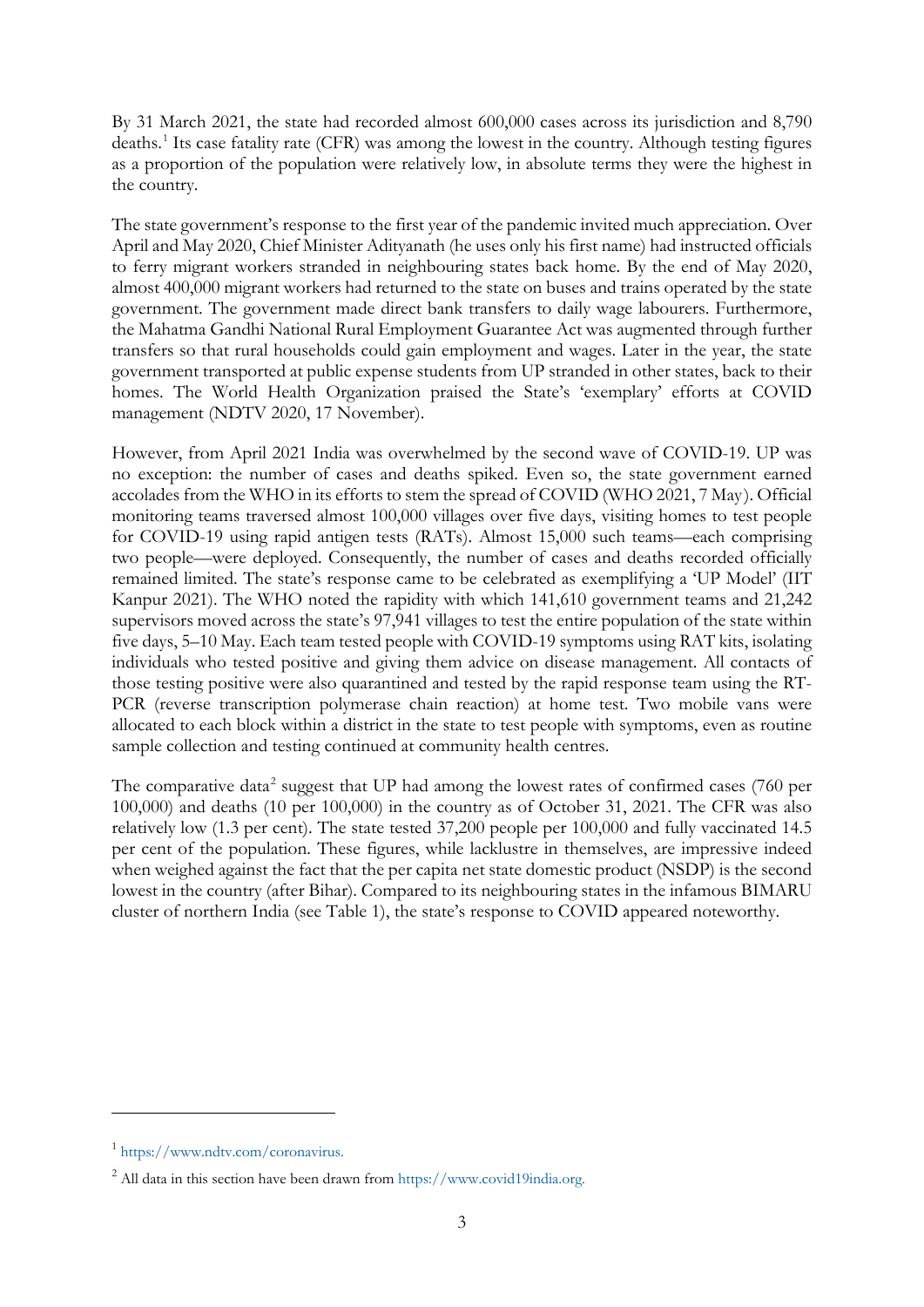By 31 March 2021, the state had recorded almost 600,000 cases across its jurisdiction and 8,790 deaths.[1] Its case fatality rate (CFR) was among the lowest in the country. Although testing figures as a proportion of the population were relatively low, in absolute terms they were the highest in the country.

The state government's response to the first year of the pandemic invited much appreciation. Over April and May 2020, Chief Minister Adityanath (he uses only his first name) had instructed officials to ferry migrant workers stranded in neighbouring states back home. By the end of May 2020, almost 400,000 migrant workers had returned to the state on buses and trains operated by the state government. The government made direct bank transfers to daily wage labourers. Furthermore, the Mahatma Gandhi National Rural Employment Guarantee Act was augmented through further transfers so that rural households could gain employment and wages. Later in the year, the state government transported at public expense students from UP stranded in other states, back to their homes. The World Health Organization praised the State's 'exemplary' efforts at COVID management (NDTV 2020, 17 November).

However, from April 2021 India was overwhelmed by the second wave of COVID-19. UP was no exception: the number of cases and deaths spiked. Even so, the state government earned accolades from the WHO in its efforts to stem the spread of COVID (WHO 2021, 7 May). Official monitoring teams traversed almost 100,000 villages over five days, visiting homes to test people for COVID-19 using rapid antigen tests (RATs). Almost 15,000 such teams—each comprising two people—were deployed. Consequently, the number of cases and deaths recorded officially remained limited. The state's response came to be celebrated as exemplifying a 'UP Model' (IIT Kanpur 2021). The WHO noted the rapidity with which 141,610 government teams and 21,242 supervisors moved across the state's 97,941 villages to test the entire population of the state within five days, 5–10 May. Each team tested people with COVID-19 symptoms using RAT kits, isolating individuals who tested positive and giving them advice on disease management. All contacts of those testing positive were also quarantined and tested by the rapid response team using the RT-PCR (reverse transcription polymerase chain reaction) at home test. Two mobile vans were allocated to each block within a district in the state to test people with symptoms, even as routine sample collection and testing continued at community health centres.

The comparative data[2] suggest that UP had among the lowest rates of confirmed cases (760 per 100,000) and deaths (10 per 100,000) in the country as of October 31, 2021. The CFR was also relatively low (1.3 per cent). The state tested 37,200 people per 100,000 and fully vaccinated 14.5 per cent of the population. These figures, while lacklustre in themselves, are impressive indeed when weighed against the fact that the per capita net state domestic product (NSDP) is the second lowest in the country (after Bihar). Compared to its neighbouring states in the infamous BIMARU cluster of northern India (see Table 1), the state's response to COVID appeared noteworthy.

---

[1] https://www.ndtv.com/coronavirus.

[2] All data in this section have been drawn from https://www.covid19india.org.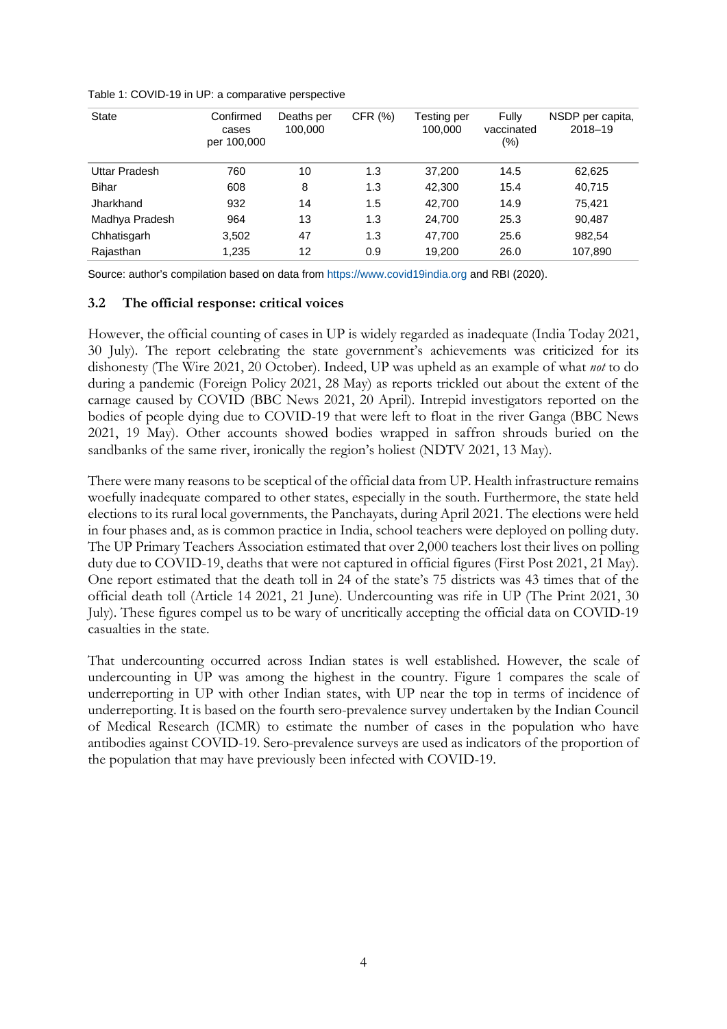Table 1: COVID-19 in UP: a comparative perspective

| State | Confirmed cases per 100,000 | Deaths per 100,000 | CFR (%) | Testing per 100,000 | Fully vaccinated (%) | NSDP per capita, 2018–19 |
|---|---|---|---|---|---|---|
| Uttar Pradesh | 760 | 10 | 1.3 | 37,200 | 14.5 | 62,625 |
| Bihar | 608 | 8 | 1.3 | 42,300 | 15.4 | 40,715 |
| Jharkhand | 932 | 14 | 1.5 | 42,700 | 14.9 | 75,421 |
| Madhya Pradesh | 964 | 13 | 1.3 | 24,700 | 25.3 | 90,487 |
| Chhatisgarh | 3,502 | 47 | 1.3 | 47,700 | 25.6 | 982,54 |
| Rajasthan | 1,235 | 12 | 0.9 | 19,200 | 26.0 | 107,890 |

Source: author's compilation based on data from https://www.covid19india.org and RBI (2020).

### 3.2 The official response: critical voices

However, the official counting of cases in UP is widely regarded as inadequate (India Today 2021, 30 July). The report celebrating the state government's achievements was criticized for its dishonesty (The Wire 2021, 20 October). Indeed, UP was upheld as an example of what *not* to do during a pandemic (Foreign Policy 2021, 28 May) as reports trickled out about the extent of the carnage caused by COVID (BBC News 2021, 20 April). Intrepid investigators reported on the bodies of people dying due to COVID-19 that were left to float in the river Ganga (BBC News 2021, 19 May). Other accounts showed bodies wrapped in saffron shrouds buried on the sandbanks of the same river, ironically the region's holiest (NDTV 2021, 13 May).

There were many reasons to be sceptical of the official data from UP. Health infrastructure remains woefully inadequate compared to other states, especially in the south. Furthermore, the state held elections to its rural local governments, the Panchayats, during April 2021. The elections were held in four phases and, as is common practice in India, school teachers were deployed on polling duty. The UP Primary Teachers Association estimated that over 2,000 teachers lost their lives on polling duty due to COVID-19, deaths that were not captured in official figures (First Post 2021, 21 May). One report estimated that the death toll in 24 of the state's 75 districts was 43 times that of the official death toll (Article 14 2021, 21 June). Undercounting was rife in UP (The Print 2021, 30 July). These figures compel us to be wary of uncritically accepting the official data on COVID-19 casualties in the state.

That undercounting occurred across Indian states is well established. However, the scale of undercounting in UP was among the highest in the country. Figure 1 compares the scale of underreporting in UP with other Indian states, with UP near the top in terms of incidence of underreporting. It is based on the fourth sero-prevalence survey undertaken by the Indian Council of Medical Research (ICMR) to estimate the number of cases in the population who have antibodies against COVID-19. Sero-prevalence surveys are used as indicators of the proportion of the population that may have previously been infected with COVID-19.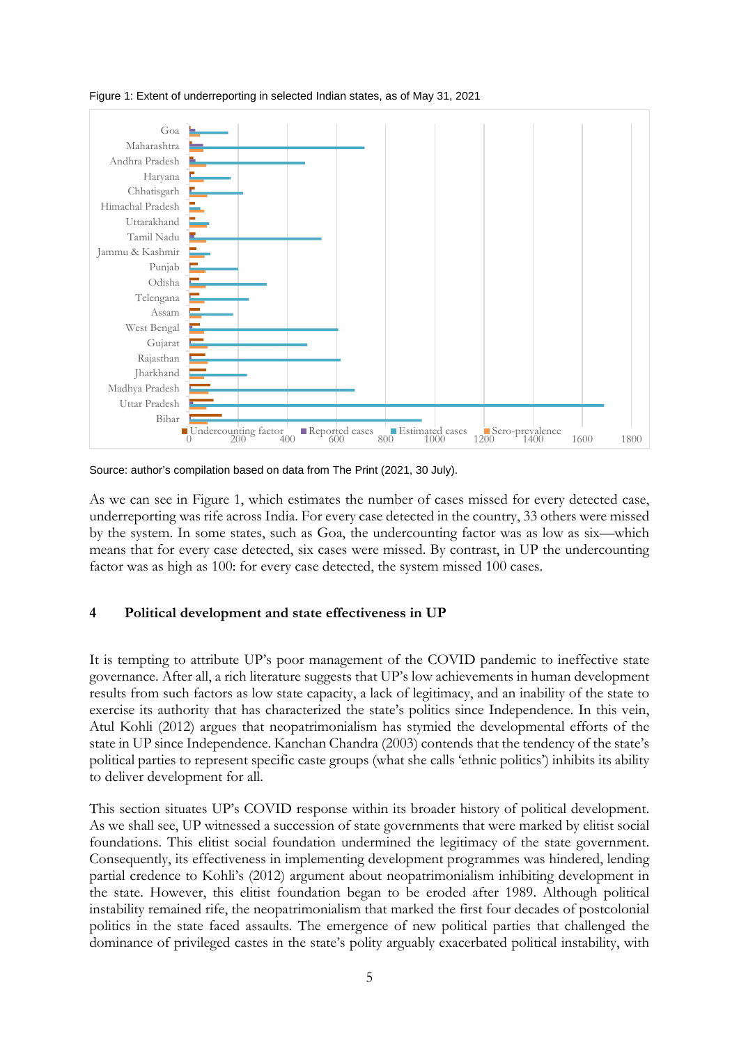Figure 1: Extent of underreporting in selected Indian states, as of May 31, 2021

Source: author's compilation based on data from The Print (2021, 30 July).

As we can see in Figure 1, which estimates the number of cases missed for every detected case, underreporting was rife across India. For every case detected in the country, 33 others were missed by the system. In some states, such as Goa, the undercounting factor was as low as six—which means that for every case detected, six cases were missed. By contrast, in UP the undercounting factor was as high as 100: for every case detected, the system missed 100 cases.

## 4 Political development and state effectiveness in UP

It is tempting to attribute UP's poor management of the COVID pandemic to ineffective state governance. After all, a rich literature suggests that UP's low achievements in human development results from such factors as low state capacity, a lack of legitimacy, and an inability of the state to exercise its authority that has characterized the state's politics since Independence. In this vein, Atul Kohli (2012) argues that neopatrimonialism has stymied the developmental efforts of the state in UP since Independence. Kanchan Chandra (2003) contends that the tendency of the state's political parties to represent specific caste groups (what she calls 'ethnic politics') inhibits its ability to deliver development for all.

This section situates UP's COVID response within its broader history of political development. As we shall see, UP witnessed a succession of state governments that were marked by elitist social foundations. This elitist social foundation undermined the legitimacy of the state government. Consequently, its effectiveness in implementing development programmes was hindered, lending partial credence to Kohli's (2012) argument about neopatrimonialism inhibiting development in the state. However, this elitist foundation began to be eroded after 1989. Although political instability remained rife, the neopatrimonialism that marked the first four decades of postcolonial politics in the state faced assaults. The emergence of new political parties that challenged the dominance of privileged castes in the state's polity arguably exacerbated political instability, with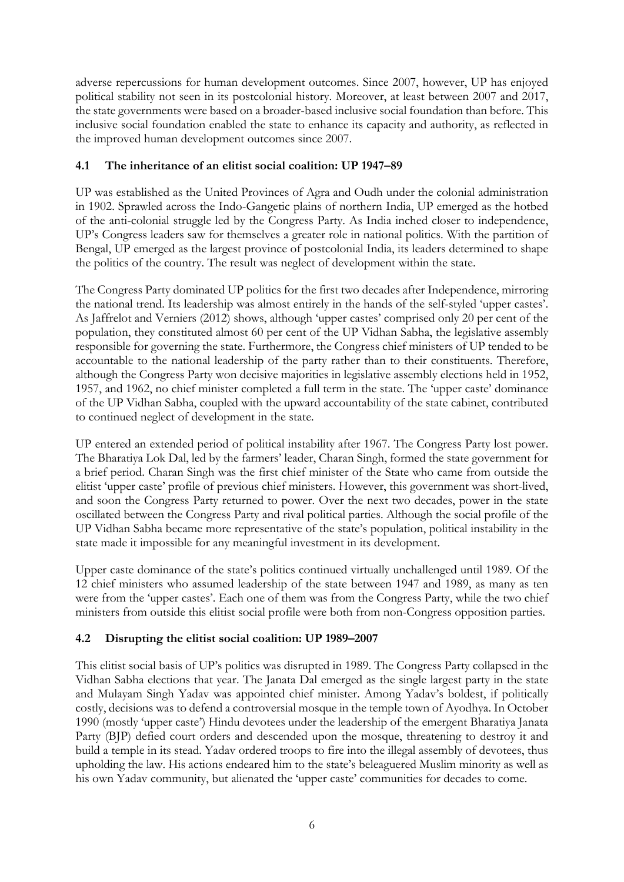adverse repercussions for human development outcomes. Since 2007, however, UP has enjoyed political stability not seen in its postcolonial history. Moreover, at least between 2007 and 2017, the state governments were based on a broader-based inclusive social foundation than before. This inclusive social foundation enabled the state to enhance its capacity and authority, as reflected in the improved human development outcomes since 2007.

## 4.1 The inheritance of an elitist social coalition: UP 1947–89

UP was established as the United Provinces of Agra and Oudh under the colonial administration in 1902. Sprawled across the Indo-Gangetic plains of northern India, UP emerged as the hotbed of the anti-colonial struggle led by the Congress Party. As India inched closer to independence, UP's Congress leaders saw for themselves a greater role in national politics. With the partition of Bengal, UP emerged as the largest province of postcolonial India, its leaders determined to shape the politics of the country. The result was neglect of development within the state.

The Congress Party dominated UP politics for the first two decades after Independence, mirroring the national trend. Its leadership was almost entirely in the hands of the self-styled 'upper castes'. As Jaffrelot and Verniers (2012) shows, although 'upper castes' comprised only 20 per cent of the population, they constituted almost 60 per cent of the UP Vidhan Sabha, the legislative assembly responsible for governing the state. Furthermore, the Congress chief ministers of UP tended to be accountable to the national leadership of the party rather than to their constituents. Therefore, although the Congress Party won decisive majorities in legislative assembly elections held in 1952, 1957, and 1962, no chief minister completed a full term in the state. The 'upper caste' dominance of the UP Vidhan Sabha, coupled with the upward accountability of the state cabinet, contributed to continued neglect of development in the state.

UP entered an extended period of political instability after 1967. The Congress Party lost power. The Bharatiya Lok Dal, led by the farmers' leader, Charan Singh, formed the state government for a brief period. Charan Singh was the first chief minister of the State who came from outside the elitist 'upper caste' profile of previous chief ministers. However, this government was short-lived, and soon the Congress Party returned to power. Over the next two decades, power in the state oscillated between the Congress Party and rival political parties. Although the social profile of the UP Vidhan Sabha became more representative of the state's population, political instability in the state made it impossible for any meaningful investment in its development.

Upper caste dominance of the state's politics continued virtually unchallenged until 1989. Of the 12 chief ministers who assumed leadership of the state between 1947 and 1989, as many as ten were from the 'upper castes'. Each one of them was from the Congress Party, while the two chief ministers from outside this elitist social profile were both from non-Congress opposition parties.

## 4.2 Disrupting the elitist social coalition: UP 1989–2007

This elitist social basis of UP's politics was disrupted in 1989. The Congress Party collapsed in the Vidhan Sabha elections that year. The Janata Dal emerged as the single largest party in the state and Mulayam Singh Yadav was appointed chief minister. Among Yadav's boldest, if politically costly, decisions was to defend a controversial mosque in the temple town of Ayodhya. In October 1990 (mostly 'upper caste') Hindu devotees under the leadership of the emergent Bharatiya Janata Party (BJP) defied court orders and descended upon the mosque, threatening to destroy it and build a temple in its stead. Yadav ordered troops to fire into the illegal assembly of devotees, thus upholding the law. His actions endeared him to the state's beleaguered Muslim minority as well as his own Yadav community, but alienated the 'upper caste' communities for decades to come.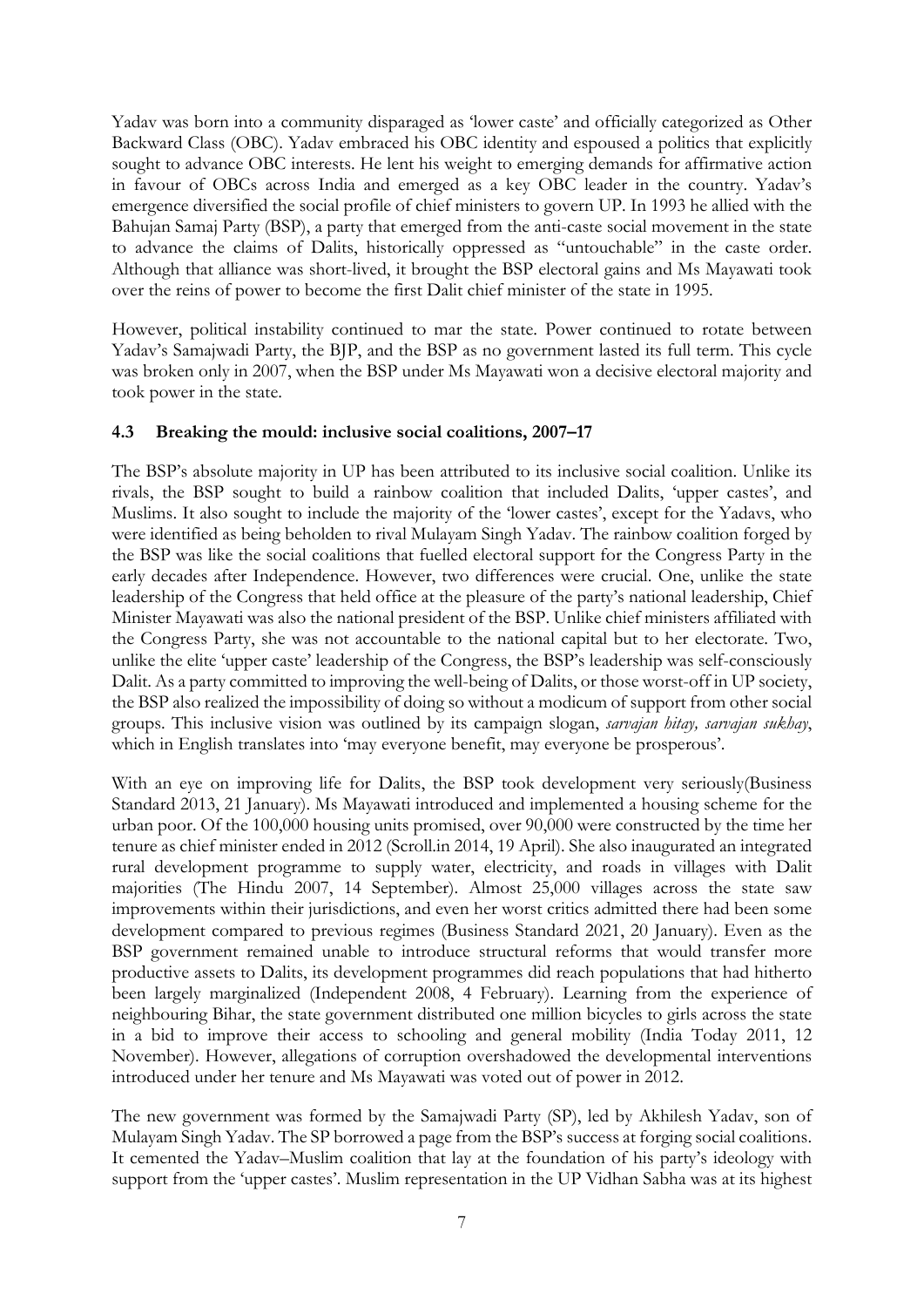Yadav was born into a community disparaged as 'lower caste' and officially categorized as Other Backward Class (OBC). Yadav embraced his OBC identity and espoused a politics that explicitly sought to advance OBC interests. He lent his weight to emerging demands for affirmative action in favour of OBCs across India and emerged as a key OBC leader in the country. Yadav's emergence diversified the social profile of chief ministers to govern UP. In 1993 he allied with the Bahujan Samaj Party (BSP), a party that emerged from the anti-caste social movement in the state to advance the claims of Dalits, historically oppressed as "untouchable" in the caste order. Although that alliance was short-lived, it brought the BSP electoral gains and Ms Mayawati took over the reins of power to become the first Dalit chief minister of the state in 1995.

However, political instability continued to mar the state. Power continued to rotate between Yadav's Samajwadi Party, the BJP, and the BSP as no government lasted its full term. This cycle was broken only in 2007, when the BSP under Ms Mayawati won a decisive electoral majority and took power in the state.

### 4.3 Breaking the mould: inclusive social coalitions, 2007–17

The BSP's absolute majority in UP has been attributed to its inclusive social coalition. Unlike its rivals, the BSP sought to build a rainbow coalition that included Dalits, 'upper castes', and Muslims. It also sought to include the majority of the 'lower castes', except for the Yadavs, who were identified as being beholden to rival Mulayam Singh Yadav. The rainbow coalition forged by the BSP was like the social coalitions that fuelled electoral support for the Congress Party in the early decades after Independence. However, two differences were crucial. One, unlike the state leadership of the Congress that held office at the pleasure of the party's national leadership, Chief Minister Mayawati was also the national president of the BSP. Unlike chief ministers affiliated with the Congress Party, she was not accountable to the national capital but to her electorate. Two, unlike the elite 'upper caste' leadership of the Congress, the BSP's leadership was self-consciously Dalit. As a party committed to improving the well-being of Dalits, or those worst-off in UP society, the BSP also realized the impossibility of doing so without a modicum of support from other social groups. This inclusive vision was outlined by its campaign slogan, *sarvajan hitay, sarvajan sukhay*, which in English translates into 'may everyone benefit, may everyone be prosperous'.

With an eye on improving life for Dalits, the BSP took development very seriously(Business Standard 2013, 21 January). Ms Mayawati introduced and implemented a housing scheme for the urban poor. Of the 100,000 housing units promised, over 90,000 were constructed by the time her tenure as chief minister ended in 2012 (Scroll.in 2014, 19 April). She also inaugurated an integrated rural development programme to supply water, electricity, and roads in villages with Dalit majorities (The Hindu 2007, 14 September). Almost 25,000 villages across the state saw improvements within their jurisdictions, and even her worst critics admitted there had been some development compared to previous regimes (Business Standard 2021, 20 January). Even as the BSP government remained unable to introduce structural reforms that would transfer more productive assets to Dalits, its development programmes did reach populations that had hitherto been largely marginalized (Independent 2008, 4 February). Learning from the experience of neighbouring Bihar, the state government distributed one million bicycles to girls across the state in a bid to improve their access to schooling and general mobility (India Today 2011, 12 November). However, allegations of corruption overshadowed the developmental interventions introduced under her tenure and Ms Mayawati was voted out of power in 2012.

The new government was formed by the Samajwadi Party (SP), led by Akhilesh Yadav, son of Mulayam Singh Yadav. The SP borrowed a page from the BSP's success at forging social coalitions. It cemented the Yadav–Muslim coalition that lay at the foundation of his party's ideology with support from the 'upper castes'. Muslim representation in the UP Vidhan Sabha was at its highest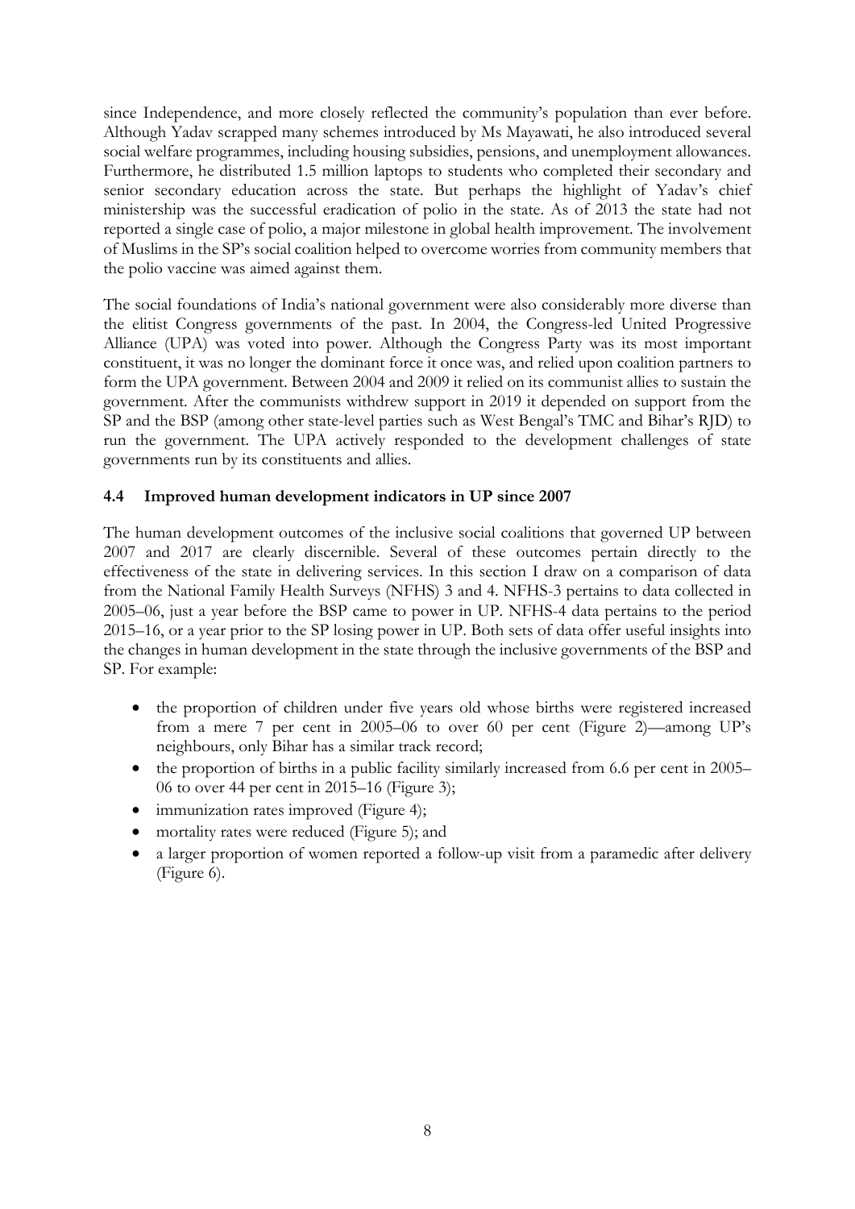since Independence, and more closely reflected the community's population than ever before. Although Yadav scrapped many schemes introduced by Ms Mayawati, he also introduced several social welfare programmes, including housing subsidies, pensions, and unemployment allowances. Furthermore, he distributed 1.5 million laptops to students who completed their secondary and senior secondary education across the state. But perhaps the highlight of Yadav's chief ministership was the successful eradication of polio in the state. As of 2013 the state had not reported a single case of polio, a major milestone in global health improvement. The involvement of Muslims in the SP's social coalition helped to overcome worries from community members that the polio vaccine was aimed against them.

The social foundations of India's national government were also considerably more diverse than the elitist Congress governments of the past. In 2004, the Congress-led United Progressive Alliance (UPA) was voted into power. Although the Congress Party was its most important constituent, it was no longer the dominant force it once was, and relied upon coalition partners to form the UPA government. Between 2004 and 2009 it relied on its communist allies to sustain the government. After the communists withdrew support in 2019 it depended on support from the SP and the BSP (among other state-level parties such as West Bengal's TMC and Bihar's RJD) to run the government. The UPA actively responded to the development challenges of state governments run by its constituents and allies.

### 4.4 Improved human development indicators in UP since 2007

The human development outcomes of the inclusive social coalitions that governed UP between 2007 and 2017 are clearly discernible. Several of these outcomes pertain directly to the effectiveness of the state in delivering services. In this section I draw on a comparison of data from the National Family Health Surveys (NFHS) 3 and 4. NFHS-3 pertains to data collected in 2005–06, just a year before the BSP came to power in UP. NFHS-4 data pertains to the period 2015–16, or a year prior to the SP losing power in UP. Both sets of data offer useful insights into the changes in human development in the state through the inclusive governments of the BSP and SP. For example:

- the proportion of children under five years old whose births were registered increased from a mere 7 per cent in 2005–06 to over 60 per cent (Figure 2)—among UP's neighbours, only Bihar has a similar track record;
- the proportion of births in a public facility similarly increased from 6.6 per cent in 2005–06 to over 44 per cent in 2015–16 (Figure 3);
- immunization rates improved (Figure 4);
- mortality rates were reduced (Figure 5); and
- a larger proportion of women reported a follow-up visit from a paramedic after delivery (Figure 6).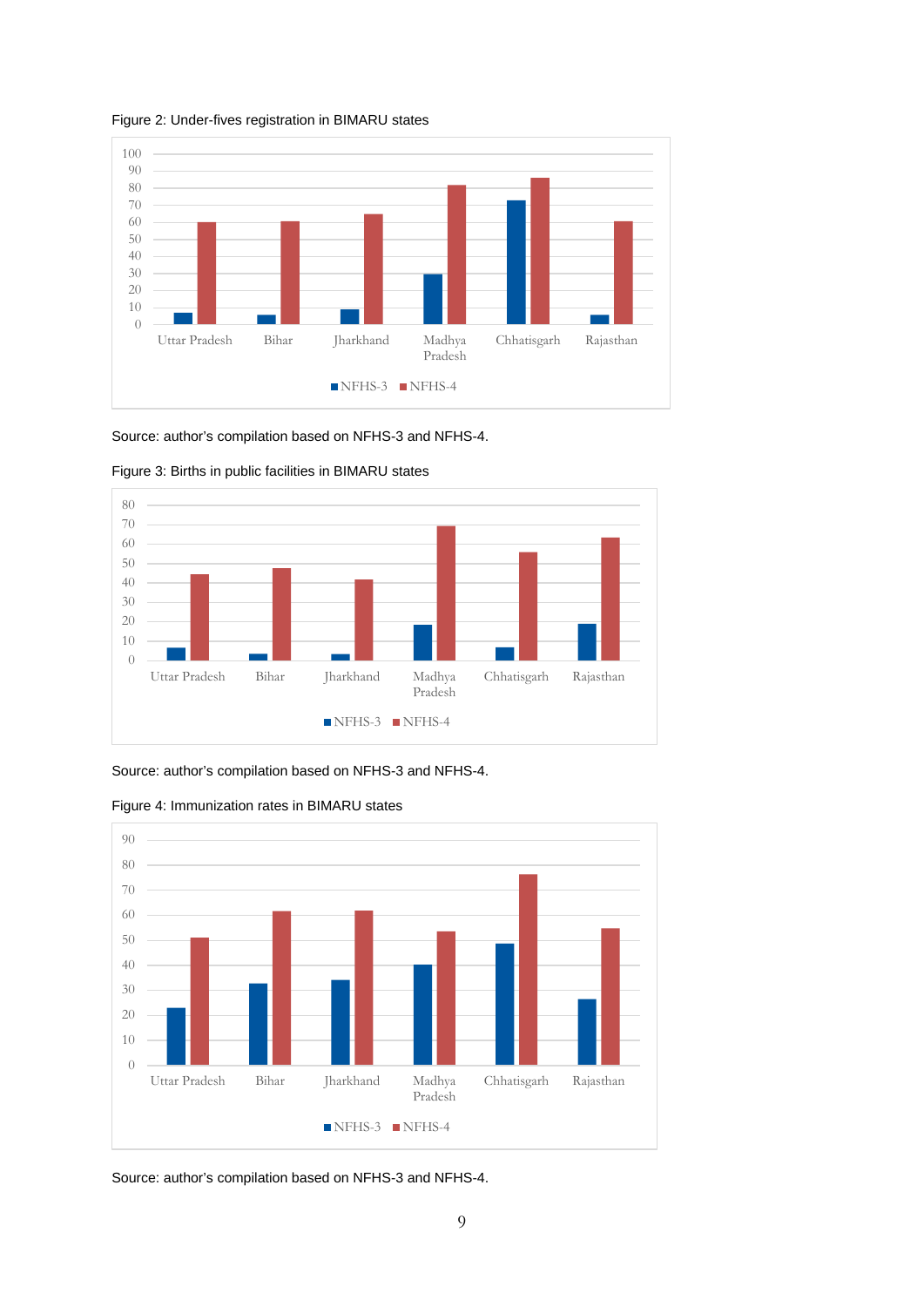Figure 2: Under-fives registration in BIMARU states

Source: author's compilation based on NFHS-3 and NFHS-4.

Figure 3: Births in public facilities in BIMARU states

Source: author's compilation based on NFHS-3 and NFHS-4.

Figure 4: Immunization rates in BIMARU states

Source: author's compilation based on NFHS-3 and NFHS-4.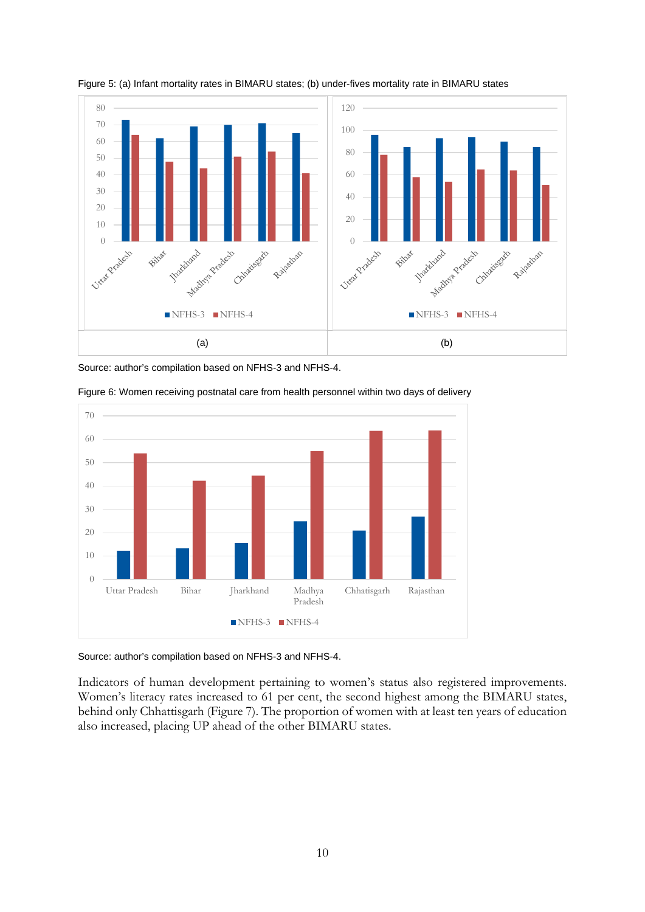Figure 5: (a) Infant mortality rates in BIMARU states; (b) under-fives mortality rate in BIMARU states

Source: author's compilation based on NFHS-3 and NFHS-4.

Figure 6: Women receiving postnatal care from health personnel within two days of delivery

Source: author's compilation based on NFHS-3 and NFHS-4.

Indicators of human development pertaining to women's status also registered improvements. Women's literacy rates increased to 61 per cent, the second highest among the BIMARU states, behind only Chhattisgarh (Figure 7). The proportion of women with at least ten years of education also increased, placing UP ahead of the other BIMARU states.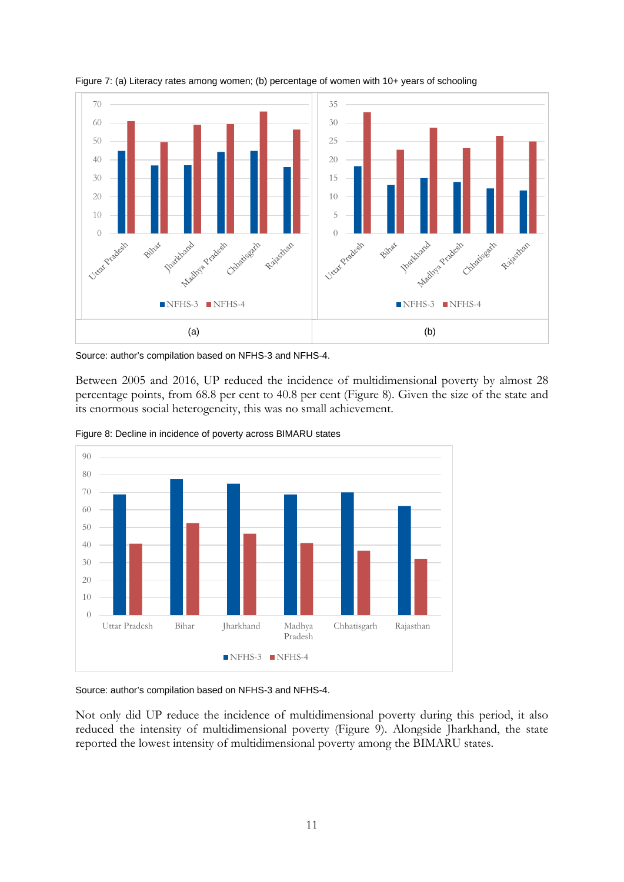Figure 7: (a) Literacy rates among women; (b) percentage of women with 10+ years of schooling

Source: author's compilation based on NFHS-3 and NFHS-4.

Between 2005 and 2016, UP reduced the incidence of multidimensional poverty by almost 28 percentage points, from 68.8 per cent to 40.8 per cent (Figure 8). Given the size of the state and its enormous social heterogeneity, this was no small achievement.

Figure 8: Decline in incidence of poverty across BIMARU states

Source: author's compilation based on NFHS-3 and NFHS-4.

Not only did UP reduce the incidence of multidimensional poverty during this period, it also reduced the intensity of multidimensional poverty (Figure 9). Alongside Jharkhand, the state reported the lowest intensity of multidimensional poverty among the BIMARU states.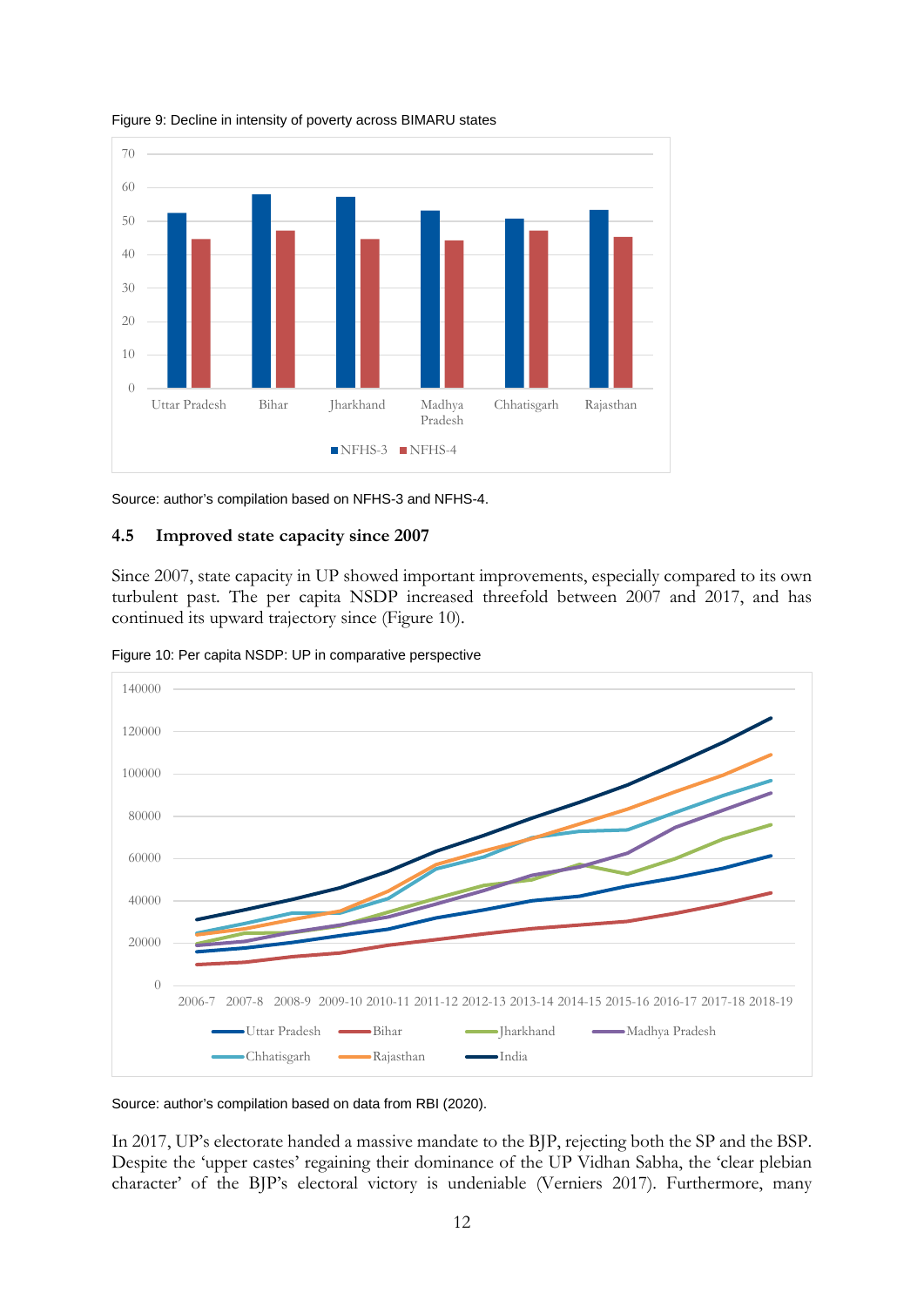Figure 9: Decline in intensity of poverty across BIMARU states

Source: author's compilation based on NFHS-3 and NFHS-4.

### 4.5 Improved state capacity since 2007

Since 2007, state capacity in UP showed important improvements, especially compared to its own turbulent past. The per capita NSDP increased threefold between 2007 and 2017, and has continued its upward trajectory since (Figure 10).

Figure 10: Per capita NSDP: UP in comparative perspective

Source: author's compilation based on data from RBI (2020).

In 2017, UP's electorate handed a massive mandate to the BJP, rejecting both the SP and the BSP. Despite the 'upper castes' regaining their dominance of the UP Vidhan Sabha, the 'clear plebian character' of the BJP's electoral victory is undeniable (Verniers 2017). Furthermore, many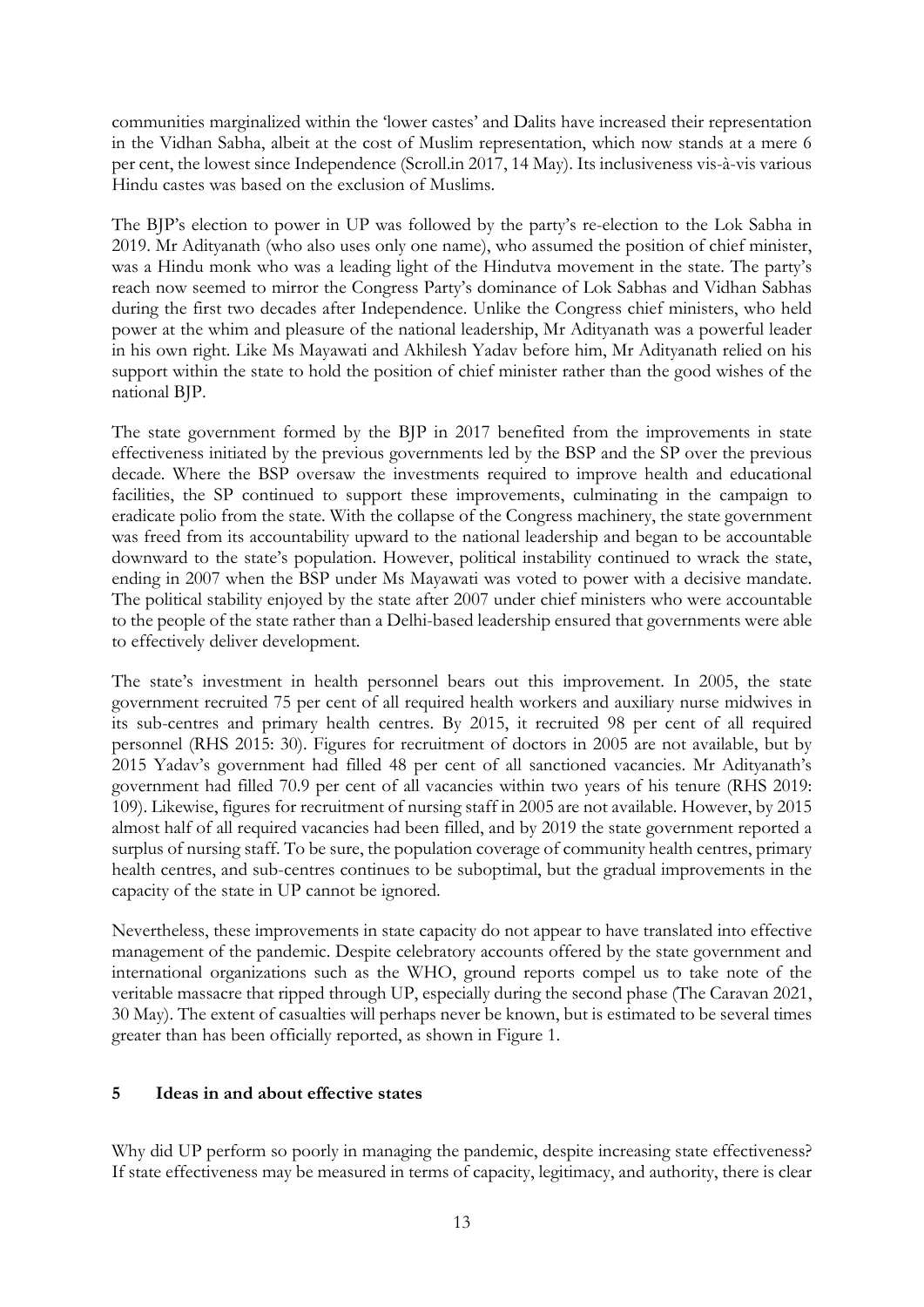communities marginalized within the 'lower castes' and Dalits have increased their representation in the Vidhan Sabha, albeit at the cost of Muslim representation, which now stands at a mere 6 per cent, the lowest since Independence (Scroll.in 2017, 14 May). Its inclusiveness vis-à-vis various Hindu castes was based on the exclusion of Muslims.

The BJP's election to power in UP was followed by the party's re-election to the Lok Sabha in 2019. Mr Adityanath (who also uses only one name), who assumed the position of chief minister, was a Hindu monk who was a leading light of the Hindutva movement in the state. The party's reach now seemed to mirror the Congress Party's dominance of Lok Sabhas and Vidhan Sabhas during the first two decades after Independence. Unlike the Congress chief ministers, who held power at the whim and pleasure of the national leadership, Mr Adityanath was a powerful leader in his own right. Like Ms Mayawati and Akhilesh Yadav before him, Mr Adityanath relied on his support within the state to hold the position of chief minister rather than the good wishes of the national BJP.

The state government formed by the BJP in 2017 benefited from the improvements in state effectiveness initiated by the previous governments led by the BSP and the SP over the previous decade. Where the BSP oversaw the investments required to improve health and educational facilities, the SP continued to support these improvements, culminating in the campaign to eradicate polio from the state. With the collapse of the Congress machinery, the state government was freed from its accountability upward to the national leadership and began to be accountable downward to the state's population. However, political instability continued to wrack the state, ending in 2007 when the BSP under Ms Mayawati was voted to power with a decisive mandate. The political stability enjoyed by the state after 2007 under chief ministers who were accountable to the people of the state rather than a Delhi-based leadership ensured that governments were able to effectively deliver development.

The state's investment in health personnel bears out this improvement. In 2005, the state government recruited 75 per cent of all required health workers and auxiliary nurse midwives in its sub-centres and primary health centres. By 2015, it recruited 98 per cent of all required personnel (RHS 2015: 30). Figures for recruitment of doctors in 2005 are not available, but by 2015 Yadav's government had filled 48 per cent of all sanctioned vacancies. Mr Adityanath's government had filled 70.9 per cent of all vacancies within two years of his tenure (RHS 2019: 109). Likewise, figures for recruitment of nursing staff in 2005 are not available. However, by 2015 almost half of all required vacancies had been filled, and by 2019 the state government reported a surplus of nursing staff. To be sure, the population coverage of community health centres, primary health centres, and sub-centres continues to be suboptimal, but the gradual improvements in the capacity of the state in UP cannot be ignored.

Nevertheless, these improvements in state capacity do not appear to have translated into effective management of the pandemic. Despite celebratory accounts offered by the state government and international organizations such as the WHO, ground reports compel us to take note of the veritable massacre that ripped through UP, especially during the second phase (The Caravan 2021, 30 May). The extent of casualties will perhaps never be known, but is estimated to be several times greater than has been officially reported, as shown in Figure 1.

## 5 Ideas in and about effective states

Why did UP perform so poorly in managing the pandemic, despite increasing state effectiveness? If state effectiveness may be measured in terms of capacity, legitimacy, and authority, there is clear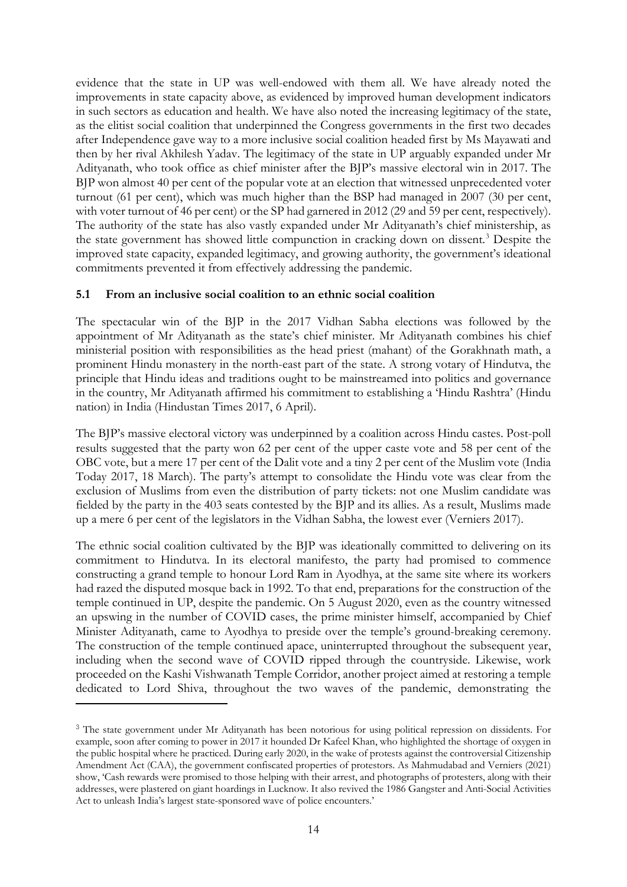evidence that the state in UP was well-endowed with them all. We have already noted the improvements in state capacity above, as evidenced by improved human development indicators in such sectors as education and health. We have also noted the increasing legitimacy of the state, as the elitist social coalition that underpinned the Congress governments in the first two decades after Independence gave way to a more inclusive social coalition headed first by Ms Mayawati and then by her rival Akhilesh Yadav. The legitimacy of the state in UP arguably expanded under Mr Adityanath, who took office as chief minister after the BJP's massive electoral win in 2017. The BJP won almost 40 per cent of the popular vote at an election that witnessed unprecedented voter turnout (61 per cent), which was much higher than the BSP had managed in 2007 (30 per cent, with voter turnout of 46 per cent) or the SP had garnered in 2012 (29 and 59 per cent, respectively). The authority of the state has also vastly expanded under Mr Adityanath's chief ministership, as the state government has showed little compunction in cracking down on dissent.[3] Despite the improved state capacity, expanded legitimacy, and growing authority, the government's ideational commitments prevented it from effectively addressing the pandemic.

### 5.1 From an inclusive social coalition to an ethnic social coalition

The spectacular win of the BJP in the 2017 Vidhan Sabha elections was followed by the appointment of Mr Adityanath as the state's chief minister. Mr Adityanath combines his chief ministerial position with responsibilities as the head priest (mahant) of the Gorakhnath math, a prominent Hindu monastery in the north-east part of the state. A strong votary of Hindutva, the principle that Hindu ideas and traditions ought to be mainstreamed into politics and governance in the country, Mr Adityanath affirmed his commitment to establishing a 'Hindu Rashtra' (Hindu nation) in India (Hindustan Times 2017, 6 April).

The BJP's massive electoral victory was underpinned by a coalition across Hindu castes. Post-poll results suggested that the party won 62 per cent of the upper caste vote and 58 per cent of the OBC vote, but a mere 17 per cent of the Dalit vote and a tiny 2 per cent of the Muslim vote (India Today 2017, 18 March). The party's attempt to consolidate the Hindu vote was clear from the exclusion of Muslims from even the distribution of party tickets: not one Muslim candidate was fielded by the party in the 403 seats contested by the BJP and its allies. As a result, Muslims made up a mere 6 per cent of the legislators in the Vidhan Sabha, the lowest ever (Verniers 2017).

The ethnic social coalition cultivated by the BJP was ideationally committed to delivering on its commitment to Hindutva. In its electoral manifesto, the party had promised to commence constructing a grand temple to honour Lord Ram in Ayodhya, at the same site where its workers had razed the disputed mosque back in 1992. To that end, preparations for the construction of the temple continued in UP, despite the pandemic. On 5 August 2020, even as the country witnessed an upswing in the number of COVID cases, the prime minister himself, accompanied by Chief Minister Adityanath, came to Ayodhya to preside over the temple's ground-breaking ceremony. The construction of the temple continued apace, uninterrupted throughout the subsequent year, including when the second wave of COVID ripped through the countryside. Likewise, work proceeded on the Kashi Vishwanath Temple Corridor, another project aimed at restoring a temple dedicated to Lord Shiva, throughout the two waves of the pandemic, demonstrating the

---

[3] The state government under Mr Adityanath has been notorious for using political repression on dissidents. For example, soon after coming to power in 2017 it hounded Dr Kafeel Khan, who highlighted the shortage of oxygen in the public hospital where he practiced. During early 2020, in the wake of protests against the controversial Citizenship Amendment Act (CAA), the government confiscated properties of protestors. As Mahmudabad and Verniers (2021) show, 'Cash rewards were promised to those helping with their arrest, and photographs of protesters, along with their addresses, were plastered on giant hoardings in Lucknow. It also revived the 1986 Gangster and Anti-Social Activities Act to unleash India's largest state-sponsored wave of police encounters.'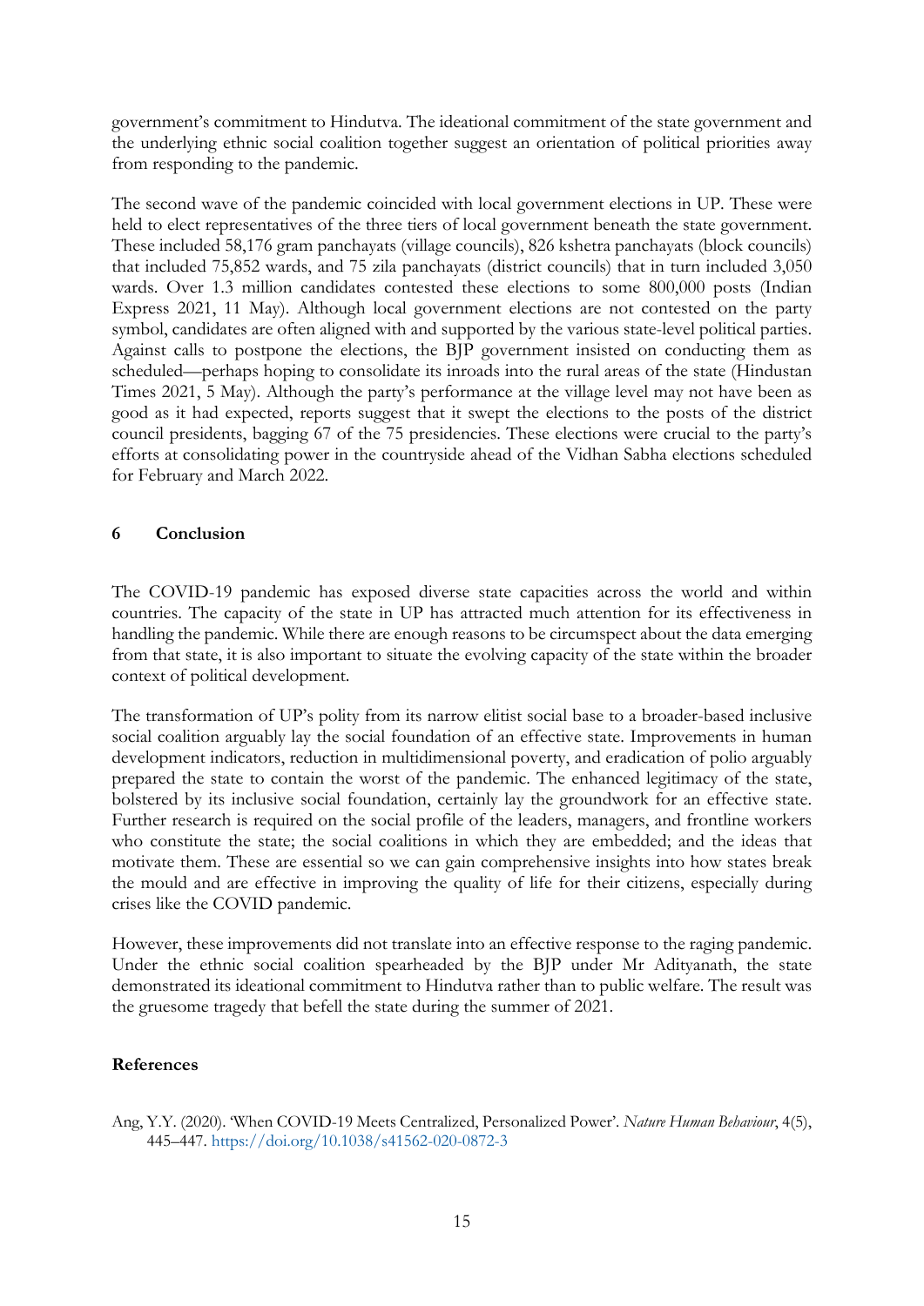government's commitment to Hindutva. The ideational commitment of the state government and the underlying ethnic social coalition together suggest an orientation of political priorities away from responding to the pandemic.

The second wave of the pandemic coincided with local government elections in UP. These were held to elect representatives of the three tiers of local government beneath the state government. These included 58,176 gram panchayats (village councils), 826 kshetra panchayats (block councils) that included 75,852 wards, and 75 zila panchayats (district councils) that in turn included 3,050 wards. Over 1.3 million candidates contested these elections to some 800,000 posts (Indian Express 2021, 11 May). Although local government elections are not contested on the party symbol, candidates are often aligned with and supported by the various state-level political parties. Against calls to postpone the elections, the BJP government insisted on conducting them as scheduled—perhaps hoping to consolidate its inroads into the rural areas of the state (Hindustan Times 2021, 5 May). Although the party's performance at the village level may not have been as good as it had expected, reports suggest that it swept the elections to the posts of the district council presidents, bagging 67 of the 75 presidencies. These elections were crucial to the party's efforts at consolidating power in the countryside ahead of the Vidhan Sabha elections scheduled for February and March 2022.

## 6 Conclusion

The COVID-19 pandemic has exposed diverse state capacities across the world and within countries. The capacity of the state in UP has attracted much attention for its effectiveness in handling the pandemic. While there are enough reasons to be circumspect about the data emerging from that state, it is also important to situate the evolving capacity of the state within the broader context of political development.

The transformation of UP's polity from its narrow elitist social base to a broader-based inclusive social coalition arguably lay the social foundation of an effective state. Improvements in human development indicators, reduction in multidimensional poverty, and eradication of polio arguably prepared the state to contain the worst of the pandemic. The enhanced legitimacy of the state, bolstered by its inclusive social foundation, certainly lay the groundwork for an effective state. Further research is required on the social profile of the leaders, managers, and frontline workers who constitute the state; the social coalitions in which they are embedded; and the ideas that motivate them. These are essential so we can gain comprehensive insights into how states break the mould and are effective in improving the quality of life for their citizens, especially during crises like the COVID pandemic.

However, these improvements did not translate into an effective response to the raging pandemic. Under the ethnic social coalition spearheaded by the BJP under Mr Adityanath, the state demonstrated its ideational commitment to Hindutva rather than to public welfare. The result was the gruesome tragedy that befell the state during the summer of 2021.

## References

Ang, Y.Y. (2020). 'When COVID-19 Meets Centralized, Personalized Power'. *Nature Human Behaviour*, 4(5), 445–447. https://doi.org/10.1038/s41562-020-0872-3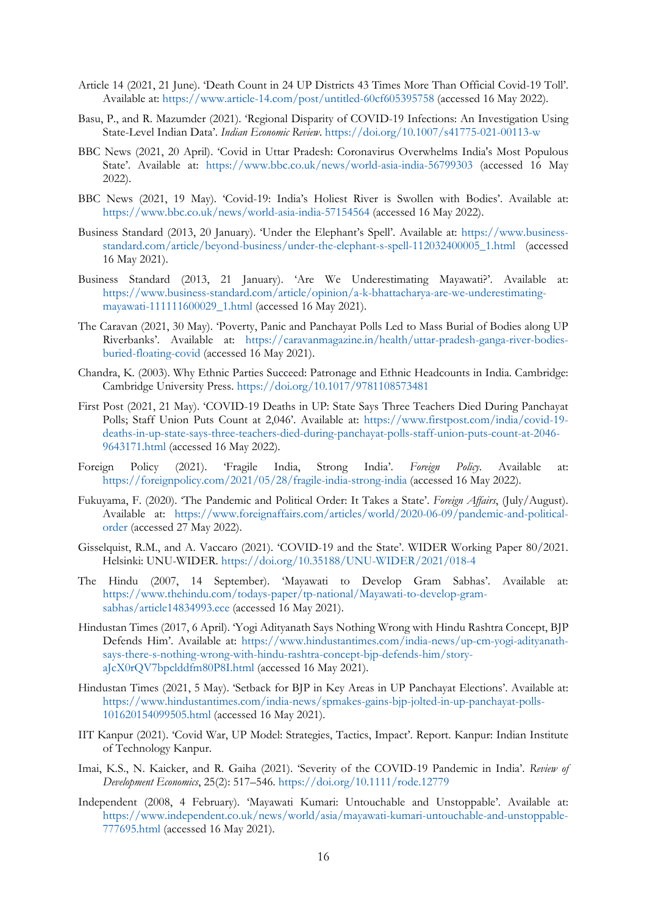Article 14 (2021, 21 June). 'Death Count in 24 UP Districts 43 Times More Than Official Covid-19 Toll'. Available at: https://www.article-14.com/post/untitled-60cf605395758 (accessed 16 May 2022).

Basu, P., and R. Mazumder (2021). 'Regional Disparity of COVID-19 Infections: An Investigation Using State-Level Indian Data'. *Indian Economic Review*. https://doi.org/10.1007/s41775-021-00113-w

BBC News (2021, 20 April). 'Covid in Uttar Pradesh: Coronavirus Overwhelms India's Most Populous State'. Available at: https://www.bbc.co.uk/news/world-asia-india-56799303 (accessed 16 May 2022).

BBC News (2021, 19 May). 'Covid-19: India's Holiest River is Swollen with Bodies'. Available at: https://www.bbc.co.uk/news/world-asia-india-57154564 (accessed 16 May 2022).

Business Standard (2013, 20 January). 'Under the Elephant's Spell'. Available at: https://www.business-standard.com/article/beyond-business/under-the-elephant-s-spell-112032400005_1.html (accessed 16 May 2021).

Business Standard (2013, 21 January). 'Are We Underestimating Mayawati?'. Available at: https://www.business-standard.com/article/opinion/a-k-bhattacharya-are-we-underestimating-mayawati-111111600029_1.html (accessed 16 May 2021).

The Caravan (2021, 30 May). 'Poverty, Panic and Panchayat Polls Led to Mass Burial of Bodies along UP Riverbanks'. Available at: https://caravanmagazine.in/health/uttar-pradesh-ganga-river-bodies-buried-floating-covid (accessed 16 May 2021).

Chandra, K. (2003). Why Ethnic Parties Succeed: Patronage and Ethnic Headcounts in India. Cambridge: Cambridge University Press. https://doi.org/10.1017/9781108573481

First Post (2021, 21 May). 'COVID-19 Deaths in UP: State Says Three Teachers Died During Panchayat Polls; Staff Union Puts Count at 2,046'. Available at: https://www.firstpost.com/india/covid-19-deaths-in-up-state-says-three-teachers-died-during-panchayat-polls-staff-union-puts-count-at-2046-9643171.html (accessed 16 May 2022).

Foreign Policy (2021). 'Fragile India, Strong India'. *Foreign Policy*. Available at: https://foreignpolicy.com/2021/05/28/fragile-india-strong-india (accessed 16 May 2022).

Fukuyama, F. (2020). 'The Pandemic and Political Order: It Takes a State'. *Foreign Affairs*, (July/August). Available at: https://www.foreignaffairs.com/articles/world/2020-06-09/pandemic-and-political-order (accessed 27 May 2022).

Gisselquist, R.M., and A. Vaccaro (2021). 'COVID-19 and the State'. WIDER Working Paper 80/2021. Helsinki: UNU-WIDER. https://doi.org/10.35188/UNU-WIDER/2021/018-4

The Hindu (2007, 14 September). 'Mayawati to Develop Gram Sabhas'. Available at: https://www.thehindu.com/todays-paper/tp-national/Mayawati-to-develop-gram-sabhas/article14834993.ece (accessed 16 May 2021).

Hindustan Times (2017, 6 April). 'Yogi Adityanath Says Nothing Wrong with Hindu Rashtra Concept, BJP Defends Him'. Available at: https://www.hindustantimes.com/india-news/up-cm-yogi-adityanath-says-there-s-nothing-wrong-with-hindu-rashtra-concept-bjp-defends-him/story-aJcX0rQV7bpclddfm80P8I.html (accessed 16 May 2021).

Hindustan Times (2021, 5 May). 'Setback for BJP in Key Areas in UP Panchayat Elections'. Available at: https://www.hindustantimes.com/india-news/spmakes-gains-bjp-jolted-in-up-panchayat-polls-101620154099505.html (accessed 16 May 2021).

IIT Kanpur (2021). 'Covid War, UP Model: Strategies, Tactics, Impact'. Report. Kanpur: Indian Institute of Technology Kanpur.

Imai, K.S., N. Kaicker, and R. Gaiha (2021). 'Severity of the COVID-19 Pandemic in India'. *Review of Development Economics*, 25(2): 517–546. https://doi.org/10.1111/rode.12779

Independent (2008, 4 February). 'Mayawati Kumari: Untouchable and Unstoppable'. Available at: https://www.independent.co.uk/news/world/asia/mayawati-kumari-untouchable-and-unstoppable-777695.html (accessed 16 May 2021).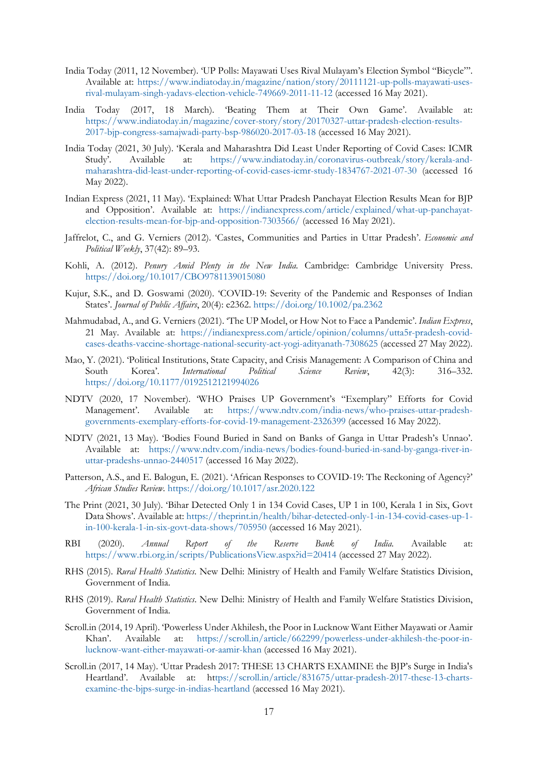India Today (2011, 12 November). 'UP Polls: Mayawati Uses Rival Mulayam's Election Symbol "Bicycle"'. Available at: https://www.indiatoday.in/magazine/nation/story/20111121-up-polls-mayawati-uses-rival-mulayam-singh-yadavs-election-vehicle-749669-2011-11-12 (accessed 16 May 2021).

India Today (2017, 18 March). 'Beating Them at Their Own Game'. Available at: https://www.indiatoday.in/magazine/cover-story/story/20170327-uttar-pradesh-election-results-2017-bjp-congress-samajwadi-party-bsp-986020-2017-03-18 (accessed 16 May 2021).

India Today (2021, 30 July). 'Kerala and Maharashtra Did Least Under Reporting of Covid Cases: ICMR Study'. Available at: https://www.indiatoday.in/coronavirus-outbreak/story/kerala-and-maharashtra-did-least-under-reporting-of-covid-cases-icmr-study-1834767-2021-07-30 (accessed 16 May 2022).

Indian Express (2021, 11 May). 'Explained: What Uttar Pradesh Panchayat Election Results Mean for BJP and Opposition'. Available at: https://indianexpress.com/article/explained/what-up-panchayat-election-results-mean-for-bjp-and-opposition-7303566/ (accessed 16 May 2021).

Jaffrelot, C., and G. Verniers (2012). 'Castes, Communities and Parties in Uttar Pradesh'. *Economic and Political Weekly*, 37(42): 89–93.

Kohli, A. (2012). *Penury Amid Plenty in the New India.* Cambridge: Cambridge University Press. https://doi.org/10.1017/CBO9781139015080

Kujur, S.K., and D. Goswami (2020). 'COVID-19: Severity of the Pandemic and Responses of Indian States'. *Journal of Public Affairs*, 20(4): e2362. https://doi.org/10.1002/pa.2362

Mahmudabad, A., and G. Verniers (2021). 'The UP Model, or How Not to Face a Pandemic'. *Indian Express*, 21 May. Available at: https://indianexpress.com/article/opinion/columns/utta5r-pradesh-covid-cases-deaths-vaccine-shortage-national-security-act-yogi-adityanath-7308625 (accessed 27 May 2022).

Mao, Y. (2021). 'Political Institutions, State Capacity, and Crisis Management: A Comparison of China and South Korea'. *International Political Science Review*, 42(3): 316–332. https://doi.org/10.1177/0192512121994026

NDTV (2020, 17 November). 'WHO Praises UP Government's "Exemplary" Efforts for Covid Management'. Available at: https://www.ndtv.com/india-news/who-praises-uttar-pradesh-governments-exemplary-efforts-for-covid-19-management-2326399 (accessed 16 May 2022).

NDTV (2021, 13 May). 'Bodies Found Buried in Sand on Banks of Ganga in Uttar Pradesh's Unnao'. Available at: https://www.ndtv.com/india-news/bodies-found-buried-in-sand-by-ganga-river-in-uttar-pradeshs-unnao-2440517 (accessed 16 May 2022).

Patterson, A.S., and E. Balogun, E. (2021). 'African Responses to COVID-19: The Reckoning of Agency?' *African Studies Review*. https://doi.org/10.1017/asr.2020.122

The Print (2021, 30 July). 'Bihar Detected Only 1 in 134 Covid Cases, UP 1 in 100, Kerala 1 in Six, Govt Data Shows'. Available at: https://theprint.in/health/bihar-detected-only-1-in-134-covid-cases-up-1-in-100-kerala-1-in-six-govt-data-shows/705950 (accessed 16 May 2021).

RBI (2020). *Annual Report of the Reserve Bank of India.* Available at: https://www.rbi.org.in/scripts/PublicationsView.aspx?id=20414 (accessed 27 May 2022).

RHS (2015). *Rural Health Statistics.* New Delhi: Ministry of Health and Family Welfare Statistics Division, Government of India.

RHS (2019). *Rural Health Statistics*. New Delhi: Ministry of Health and Family Welfare Statistics Division, Government of India.

Scroll.in (2014, 19 April). 'Powerless Under Akhilesh, the Poor in Lucknow Want Either Mayawati or Aamir Khan'. Available at: https://scroll.in/article/662299/powerless-under-akhilesh-the-poor-in-lucknow-want-either-mayawati-or-aamir-khan (accessed 16 May 2021).

Scroll.in (2017, 14 May). 'Uttar Pradesh 2017: THESE 13 CHARTS EXAMINE the BJP's Surge in India's Heartland'. Available at: https://scroll.in/article/831675/uttar-pradesh-2017-these-13-charts-examine-the-bjps-surge-in-indias-heartland (accessed 16 May 2021).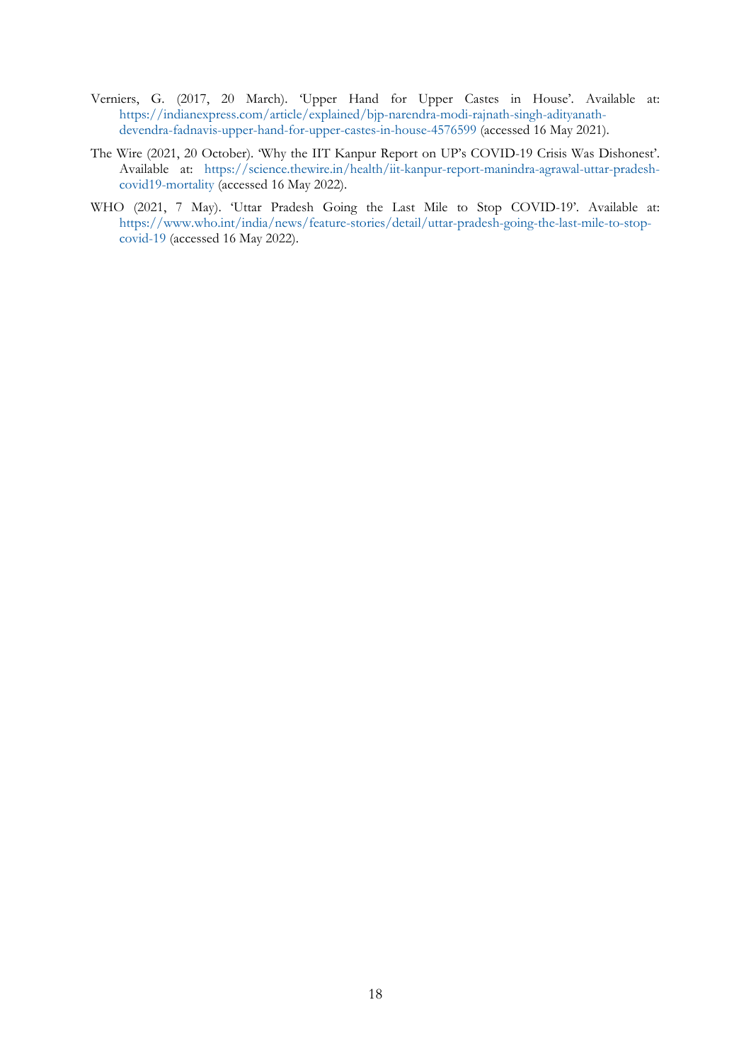Verniers, G. (2017, 20 March). 'Upper Hand for Upper Castes in House'. Available at: https://indianexpress.com/article/explained/bjp-narendra-modi-rajnath-singh-adityanath-devendra-fadnavis-upper-hand-for-upper-castes-in-house-4576599 (accessed 16 May 2021).

The Wire (2021, 20 October). 'Why the IIT Kanpur Report on UP's COVID-19 Crisis Was Dishonest'. Available at: https://science.thewire.in/health/iit-kanpur-report-manindra-agrawal-uttar-pradesh-covid19-mortality (accessed 16 May 2022).

WHO (2021, 7 May). 'Uttar Pradesh Going the Last Mile to Stop COVID-19'. Available at: https://www.who.int/india/news/feature-stories/detail/uttar-pradesh-going-the-last-mile-to-stop-covid-19 (accessed 16 May 2022).